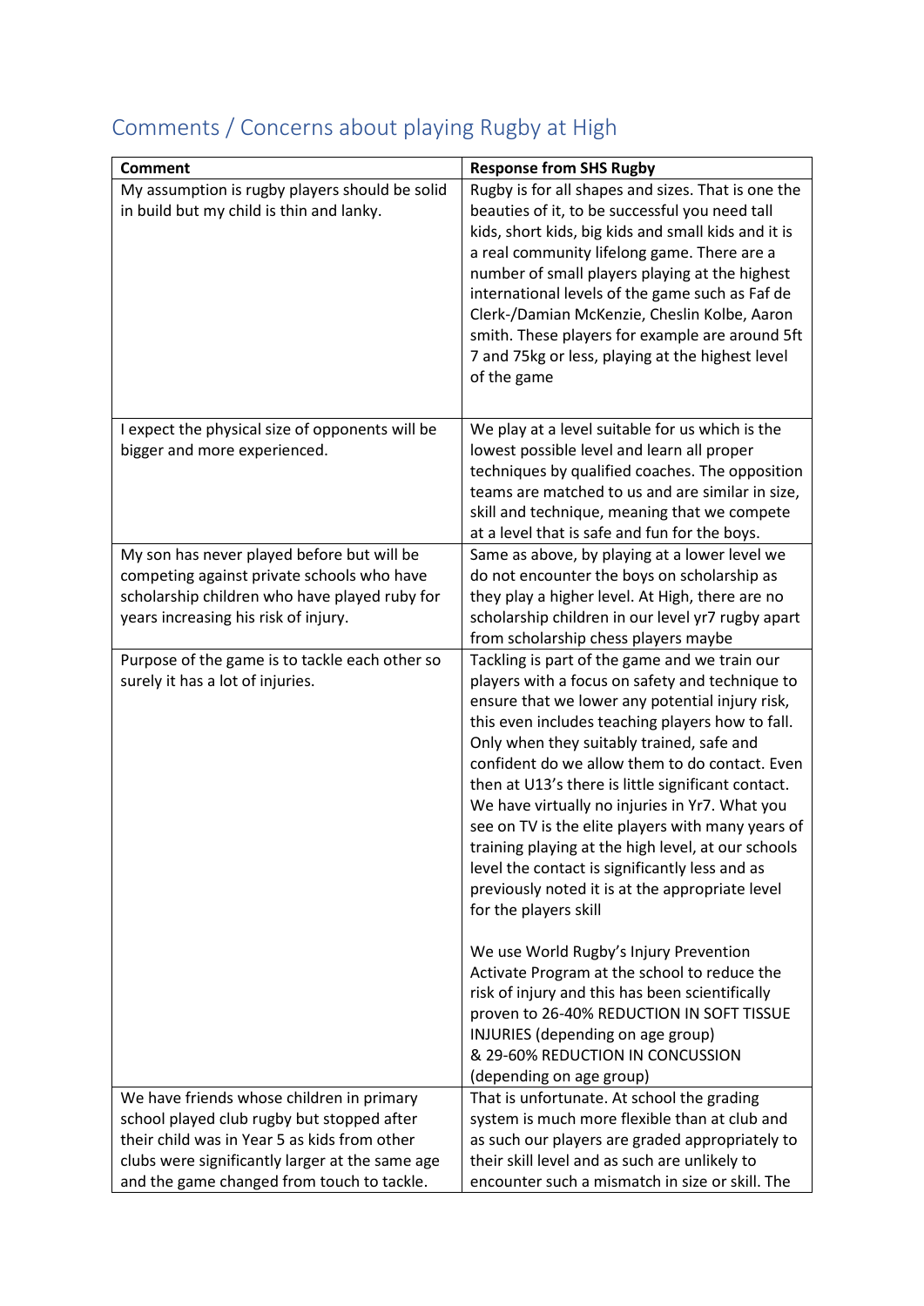## Comments / Concerns about playing Rugby at High

| Comment | Response from SHS Rugby |
|---|---|
| My assumption is rugby players should be solid in build but my child is thin and lanky. | Rugby is for all shapes and sizes. That is one the beauties of it, to be successful you need tall kids, short kids, big kids and small kids and it is a real community lifelong game. There are a number of small players playing at the highest international levels of the game such as Faf de Clerk-/Damian McKenzie, Cheslin Kolbe, Aaron smith. These players for example are around 5ft 7 and 75kg or less, playing at the highest level of the game |
| I expect the physical size of opponents will be bigger and more experienced. | We play at a level suitable for us which is the lowest possible level and learn all proper techniques by qualified coaches. The opposition teams are matched to us and are similar in size, skill and technique, meaning that we compete at a level that is safe and fun for the boys. |
| My son has never played before but will be competing against private schools who have scholarship children who have played ruby for years increasing his risk of injury. | Same as above, by playing at a lower level we do not encounter the boys on scholarship as they play a higher level. At High, there are no scholarship children in our level yr7 rugby apart from scholarship chess players maybe |
| Purpose of the game is to tackle each other so surely it has a lot of injuries. | Tackling is part of the game and we train our players with a focus on safety and technique to ensure that we lower any potential injury risk, this even includes teaching players how to fall. Only when they suitably trained, safe and confident do we allow them to do contact. Even then at U13's there is little significant contact. We have virtually no injuries in Yr7. What you see on TV is the elite players with many years of training playing at the high level, at our schools level the contact is significantly less and as previously noted it is at the appropriate level for the players skill<br><br>We use World Rugby's Injury Prevention Activate Program at the school to reduce the risk of injury and this has been scientifically proven to 26-40% REDUCTION IN SOFT TISSUE INJURIES (depending on age group)<br>& 29-60% REDUCTION IN CONCUSSION (depending on age group) |
| We have friends whose children in primary school played club rugby but stopped after their child was in Year 5 as kids from other clubs were significantly larger at the same age and the game changed from touch to tackle. | That is unfortunate. At school the grading system is much more flexible than at club and as such our players are graded appropriately to their skill level and as such are unlikely to encounter such a mismatch in size or skill. The |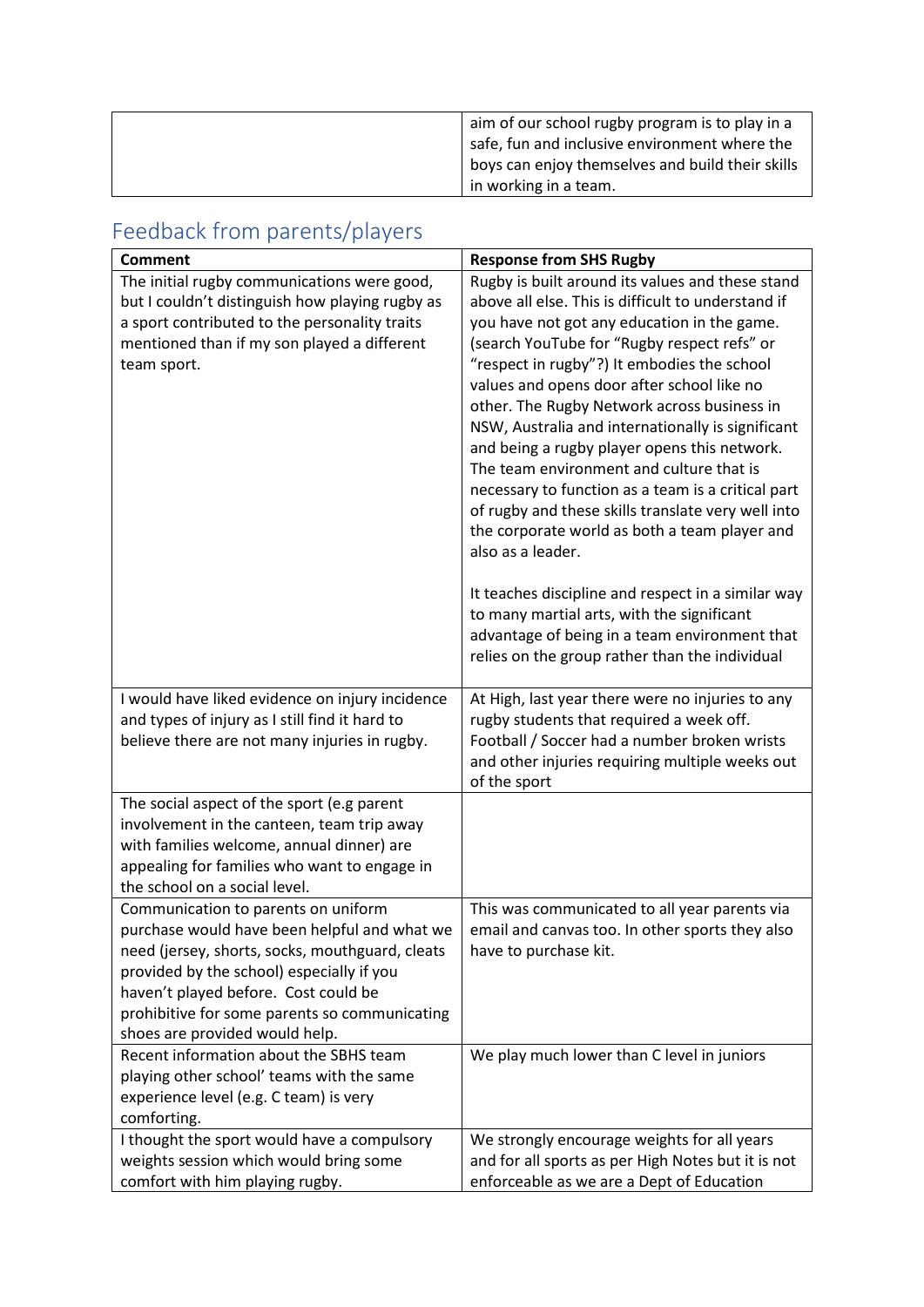| | |
|---|---|
| | aim of our school rugby program is to play in a safe, fun and inclusive environment where the boys can enjoy themselves and build their skills in working in a team. |

## Feedback from parents/players

| Comment | Response from SHS Rugby |
|---|---|
| The initial rugby communications were good, but I couldn't distinguish how playing rugby as a sport contributed to the personality traits mentioned than if my son played a different team sport. | Rugby is built around its values and these stand above all else. This is difficult to understand if you have not got any education in the game. (search YouTube for "Rugby respect refs" or "respect in rugby"?) It embodies the school values and opens door after school like no other. The Rugby Network across business in NSW, Australia and internationally is significant and being a rugby player opens this network. The team environment and culture that is necessary to function as a team is a critical part of rugby and these skills translate very well into the corporate world as both a team player and also as a leader.<br><br>It teaches discipline and respect in a similar way to many martial arts, with the significant advantage of being in a team environment that relies on the group rather than the individual |
| I would have liked evidence on injury incidence and types of injury as I still find it hard to believe there are not many injuries in rugby. | At High, last year there were no injuries to any rugby students that required a week off. Football / Soccer had a number broken wrists and other injuries requiring multiple weeks out of the sport |
| The social aspect of the sport (e.g parent involvement in the canteen, team trip away with families welcome, annual dinner) are appealing for families who want to engage in the school on a social level. | |
| Communication to parents on uniform purchase would have been helpful and what we need (jersey, shorts, socks, mouthguard, cleats provided by the school) especially if you haven't played before. Cost could be prohibitive for some parents so communicating shoes are provided would help. | This was communicated to all year parents via email and canvas too. In other sports they also have to purchase kit. |
| Recent information about the SBHS team playing other school' teams with the same experience level (e.g. C team) is very comforting. | We play much lower than C level in juniors |
| I thought the sport would have a compulsory weights session which would bring some comfort with him playing rugby. | We strongly encourage weights for all years and for all sports as per High Notes but it is not enforceable as we are a Dept of Education |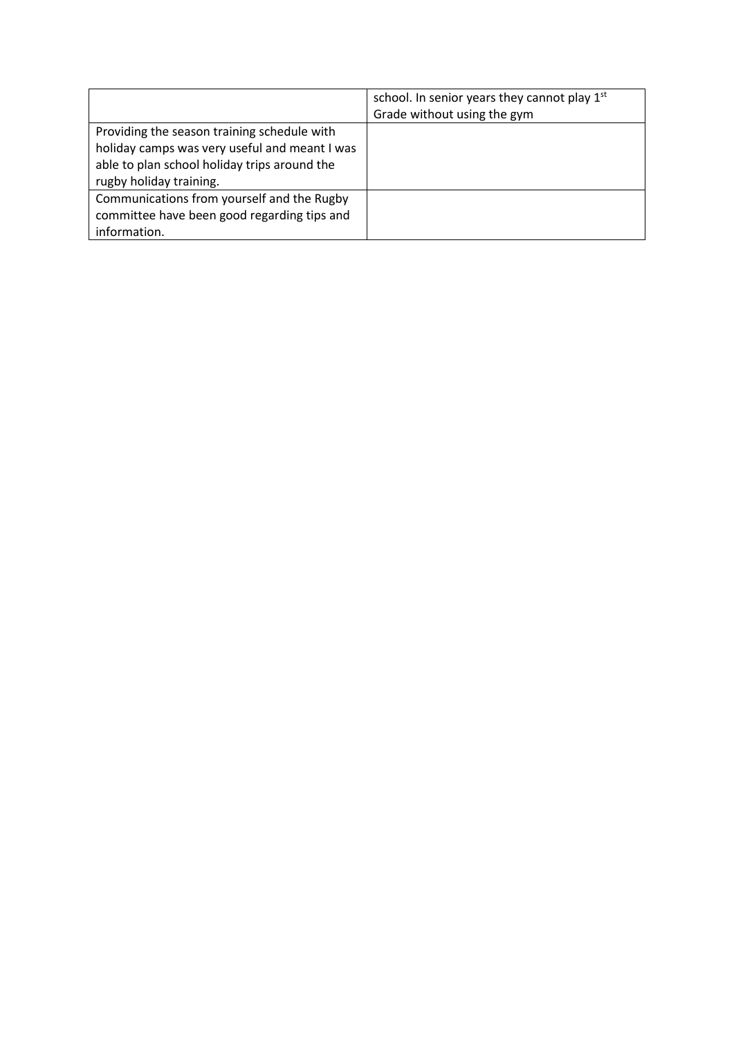| | |
|---|---|
| | school. In senior years they cannot play 1st Grade without using the gym |
| Providing the season training schedule with holiday camps was very useful and meant I was able to plan school holiday trips around the rugby holiday training. | |
| Communications from yourself and the Rugby committee have been good regarding tips and information. | |